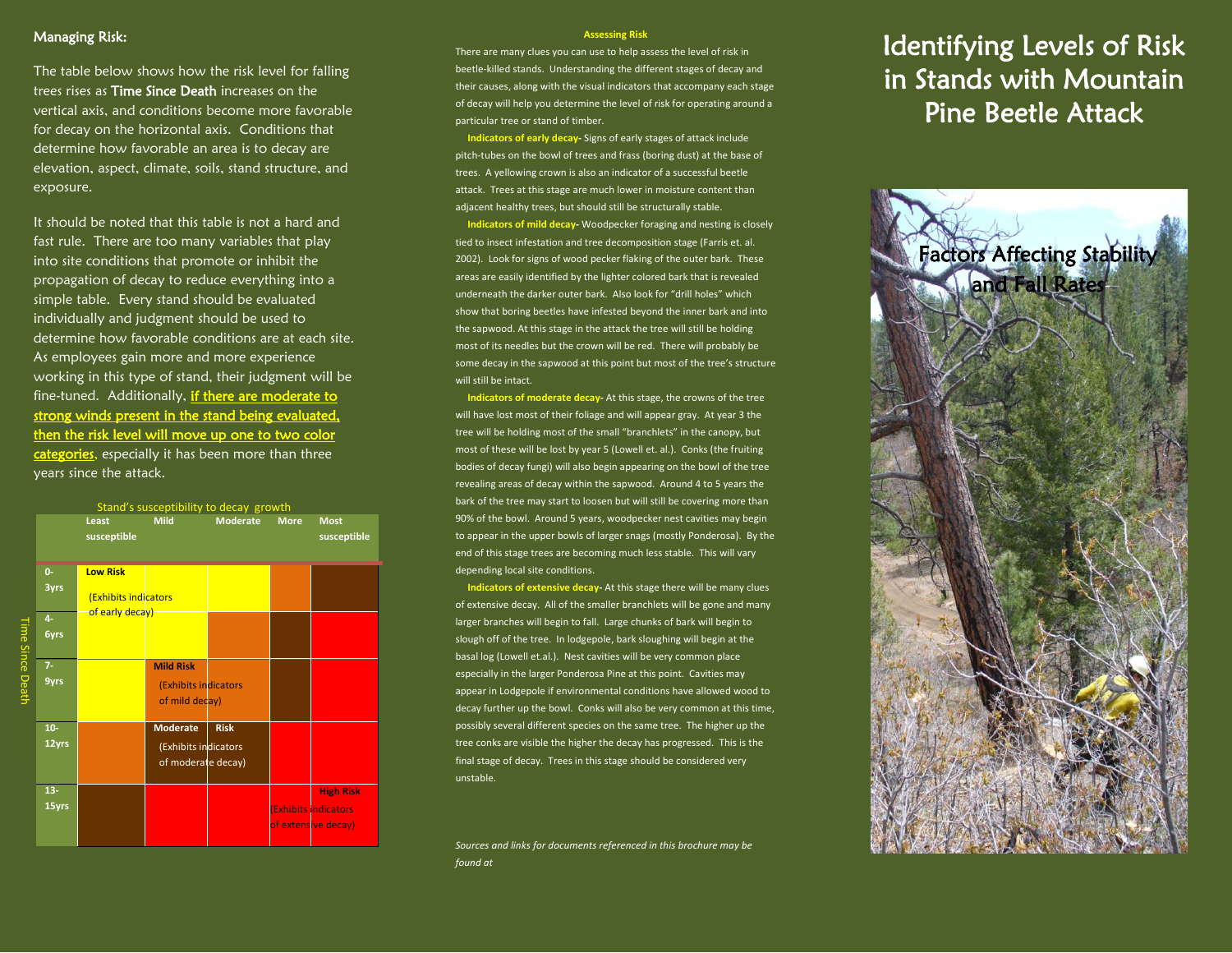## Managing Risk:

The table below shows how the risk level for falling trees rises as **Time Since Death** increases on the vertical axis, and conditions become more favorable for decay on the horizontal axis. Conditions that determine how favorable an area is to decay are elevation, aspect, climate, soils, stand structure, and exposure.

It should be noted that this table is not a hard and fast rule. There are too many variables that play into site conditions that promote or inhibit the propagation of decay to reduce everything into a simple table. Every stand should be evaluated individually and judgment should be used to determine how favorable conditions are at each site. As employees gain more and more experience working in this type of stand, their judgment will be fine-tuned. Additionally, **if there are moderate to strong winds present in the stand being evaluated, then the risk level will move up one to two color categories**, especially it has been more than three years since the attack.

Stand's susceptibility to decay growth

| Time Since Death | Least susceptible | Mild | Moderate | More | Most susceptible |
|---|---|---|---|---|---|
| 0-3yrs | **Low Risk** (Exhibits indicators of early decay) | | | | |
| 4-6yrs | | | | | |
| 7-9yrs | | **Mild Risk** (Exhibits indicators of mild decay) | | | |
| 10-12yrs | | **Moderate Risk** (Exhibits indicators of moderate decay) | | | |
| 13-15yrs | | | | | **High Risk** (Exhibits indicators of extensive decay) |

### Assessing Risk

There are many clues you can use to help assess the level of risk in beetle-killed stands. Understanding the different stages of decay and their causes, along with the visual indicators that accompany each stage of decay will help you determine the level of risk for operating around a particular tree or stand of timber.

**Indicators of early decay-** Signs of early stages of attack include pitch-tubes on the bowl of trees and frass (boring dust) at the base of trees. A yellowing crown is also an indicator of a successful beetle attack. Trees at this stage are much lower in moisture content than adjacent healthy trees, but should still be structurally stable.

**Indicators of mild decay-** Woodpecker foraging and nesting is closely tied to insect infestation and tree decomposition stage (Farris et. al. 2002). Look for signs of wood pecker flaking of the outer bark. These areas are easily identified by the lighter colored bark that is revealed underneath the darker outer bark. Also look for "drill holes" which show that boring beetles have infested beyond the inner bark and into the sapwood. At this stage in the attack the tree will still be holding most of its needles but the crown will be red. There will probably be some decay in the sapwood at this point but most of the tree's structure will still be intact.

**Indicators of moderate decay-** At this stage, the crowns of the tree will have lost most of their foliage and will appear gray. At year 3 the tree will be holding most of the small "branchlets" in the canopy, but most of these will be lost by year 5 (Lowell et. al.). Conks (the fruiting bodies of decay fungi) will also begin appearing on the bowl of the tree revealing areas of decay within the sapwood. Around 4 to 5 years the bark of the tree may start to loosen but will still be covering more than 90% of the bowl. Around 5 years, woodpecker nest cavities may begin to appear in the upper bowls of larger snags (mostly Ponderosa). By the end of this stage trees are becoming much less stable. This will vary depending local site conditions.

**Indicators of extensive decay-** At this stage there will be many clues of extensive decay. All of the smaller branchlets will be gone and many larger branches will begin to fall. Large chunks of bark will begin to slough off of the tree. In lodgepole, bark sloughing will begin at the basal log (Lowell et.al.). Nest cavities will be very common place especially in the larger Ponderosa Pine at this point. Cavities may appear in Lodgepole if environmental conditions have allowed wood to decay further up the bowl. Conks will also be very common at this time, possibly several different species on the same tree. The higher up the tree conks are visible the higher the decay has progressed. This is the final stage of decay. Trees in this stage should be considered very unstable.

*Sources and links for documents referenced in this brochure may be found at*

# Identifying Levels of Risk in Stands with Mountain Pine Beetle Attack

## Factors Affecting Stability and Fall Rates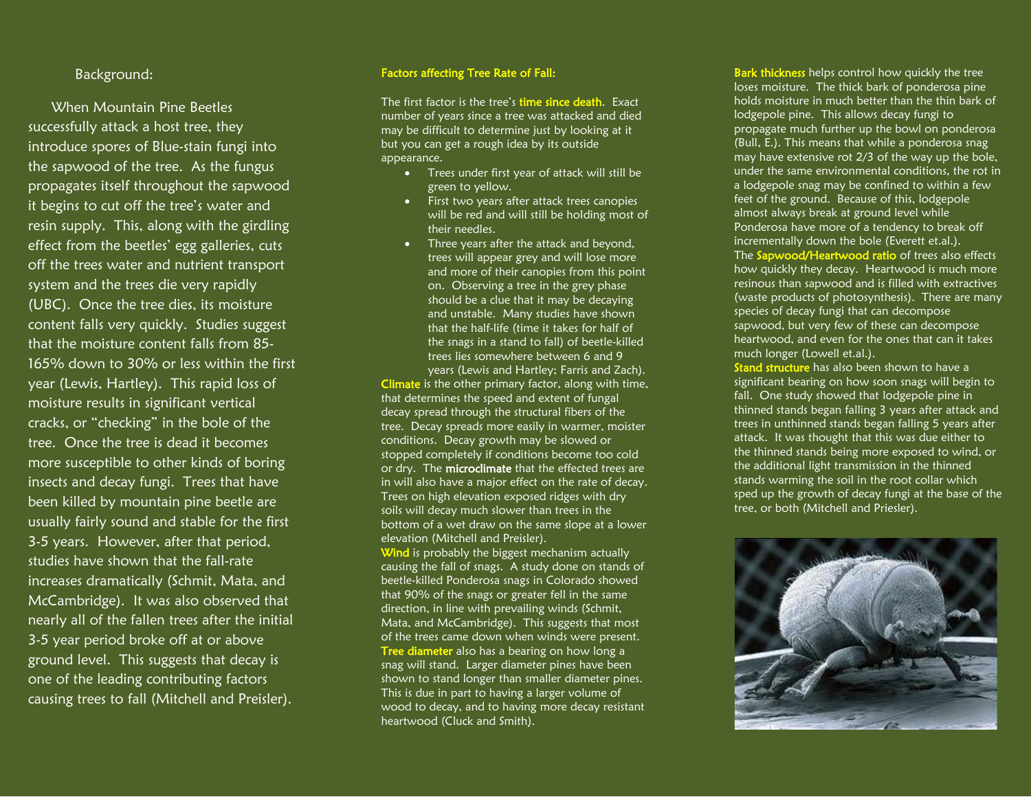## Background:

When Mountain Pine Beetles successfully attack a host tree, they introduce spores of Blue-stain fungi into the sapwood of the tree. As the fungus propagates itself throughout the sapwood it begins to cut off the tree's water and resin supply. This, along with the girdling effect from the beetles' egg galleries, cuts off the trees water and nutrient transport system and the trees die very rapidly (UBC). Once the tree dies, its moisture content falls very quickly. Studies suggest that the moisture content falls from 85-165% down to 30% or less within the first year (Lewis, Hartley). This rapid loss of moisture results in significant vertical cracks, or "checking" in the bole of the tree. Once the tree is dead it becomes more susceptible to other kinds of boring insects and decay fungi. Trees that have been killed by mountain pine beetle are usually fairly sound and stable for the first 3-5 years. However, after that period, studies have shown that the fall-rate increases dramatically (Schmit, Mata, and McCambridge). It was also observed that nearly all of the fallen trees after the initial 3-5 year period broke off at or above ground level. This suggests that decay is one of the leading contributing factors causing trees to fall (Mitchell and Preisler).

### Factors affecting Tree Rate of Fall:

The first factor is the tree's **time since death**. Exact number of years since a tree was attacked and died may be difficult to determine just by looking at it but you can get a rough idea by its outside appearance.

- Trees under first year of attack will still be green to yellow.
- First two years after attack trees canopies will be red and will still be holding most of their needles.
- Three years after the attack and beyond, trees will appear grey and will lose more and more of their canopies from this point on. Observing a tree in the grey phase should be a clue that it may be decaying and unstable. Many studies have shown that the half-life (time it takes for half of the snags in a stand to fall) of beetle-killed trees lies somewhere between 6 and 9 years (Lewis and Hartley; Farris and Zach).

**Climate** is the other primary factor, along with time, that determines the speed and extent of fungal decay spread through the structural fibers of the tree. Decay spreads more easily in warmer, moister conditions. Decay growth may be slowed or stopped completely if conditions become too cold or dry. The **microclimate** that the effected trees are in will also have a major effect on the rate of decay. Trees on high elevation exposed ridges with dry soils will decay much slower than trees in the bottom of a wet draw on the same slope at a lower elevation (Mitchell and Preisler).

**Wind** is probably the biggest mechanism actually causing the fall of snags. A study done on stands of beetle-killed Ponderosa snags in Colorado showed that 90% of the snags or greater fell in the same direction, in line with prevailing winds (Schmit, Mata, and McCambridge). This suggests that most of the trees came down when winds were present.

**Tree diameter** also has a bearing on how long a snag will stand. Larger diameter pines have been shown to stand longer than smaller diameter pines. This is due in part to having a larger volume of wood to decay, and to having more decay resistant heartwood (Cluck and Smith).

**Bark thickness** helps control how quickly the tree loses moisture. The thick bark of ponderosa pine holds moisture in much better than the thin bark of lodgepole pine. This allows decay fungi to propagate much further up the bowl on ponderosa (Bull, E.). This means that while a ponderosa snag may have extensive rot 2/3 of the way up the bole, under the same environmental conditions, the rot in a lodgepole snag may be confined to within a few feet of the ground. Because of this, lodgepole almost always break at ground level while Ponderosa have more of a tendency to break off incrementally down the bole (Everett et.al.).

The **Sapwood/Heartwood ratio** of trees also effects how quickly they decay. Heartwood is much more resinous than sapwood and is filled with extractives (waste products of photosynthesis). There are many species of decay fungi that can decompose sapwood, but very few of these can decompose heartwood, and even for the ones that can it takes much longer (Lowell et.al.).

**Stand structure** has also been shown to have a significant bearing on how soon snags will begin to fall. One study showed that lodgepole pine in thinned stands began falling 3 years after attack and trees in unthinned stands began falling 5 years after attack. It was thought that this was due either to the thinned stands being more exposed to wind, or the additional light transmission in the thinned stands warming the soil in the root collar which sped up the growth of decay fungi at the base of the tree, or both (Mitchell and Priesler).